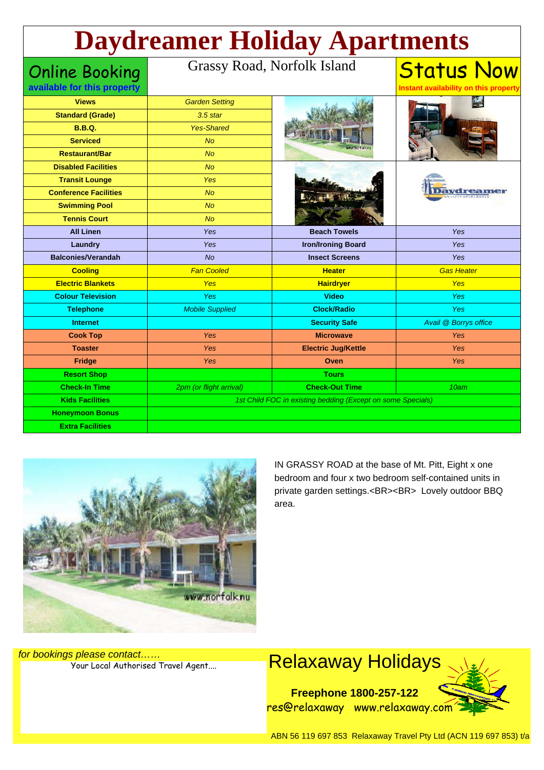# Daydreamer Holiday Apartments

**Online Booking**
**available for this property**

Grassy Road, Norfolk Island

**Status Now**
**Instant availability on this property**

| | |
|---|---|
| **Views** | Garden Setting |
| **Standard (Grade)** | 3.5 star |
| **B.B.Q.** | Yes-Shared |
| **Serviced** | No |
| **Restaurant/Bar** | No |
| **Disabled Facilities** | No |
| **Transit Lounge** | Yes |
| **Conference Facilities** | No |
| **Swimming Pool** | No |
| **Tennis Court** | No |

| | | | |
|---|---|---|---|
| **All Linen** | Yes | **Beach Towels** | Yes |
| **Laundry** | Yes | **Iron/Ironing Board** | Yes |
| **Balconies/Verandah** | No | **Insect Screens** | Yes |
| **Cooling** | Fan Cooled | **Heater** | Gas Heater |
| **Electric Blankets** | Yes | **Hairdryer** | Yes |
| **Colour Television** | Yes | **Video** | Yes |
| **Telephone** | Mobile Supplied | **Clock/Radio** | Yes |
| **Internet** | | **Security Safe** | Avail @ Borrys office |
| **Cook Top** | Yes | **Microwave** | Yes |
| **Toaster** | Yes | **Electric Jug/Kettle** | Yes |
| **Fridge** | Yes | **Oven** | Yes |
| **Resort Shop** | | **Tours** | |
| **Check-In Time** | 2pm (or flight arrival) | **Check-Out Time** | 10am |
| **Kids Facilities** | 1st Child FOC in existing bedding (Except on some Specials) | | |
| **Honeymoon Bonus** | | | |
| **Extra Facilities** | | | |

IN GRASSY ROAD at the base of Mt. Pitt, Eight x one bedroom and four x two bedroom self-contained units in private garden settings.<BR><BR> Lovely outdoor BBQ area.

*for bookings please contact……*
Your Local Authorised Travel Agent....

## Relaxaway Holidays

**Freephone 1800-257-122**
res@relaxaway www.relaxaway.com

ABN 56 119 697 853 Relaxaway Travel Pty Ltd (ACN 119 697 853) t/a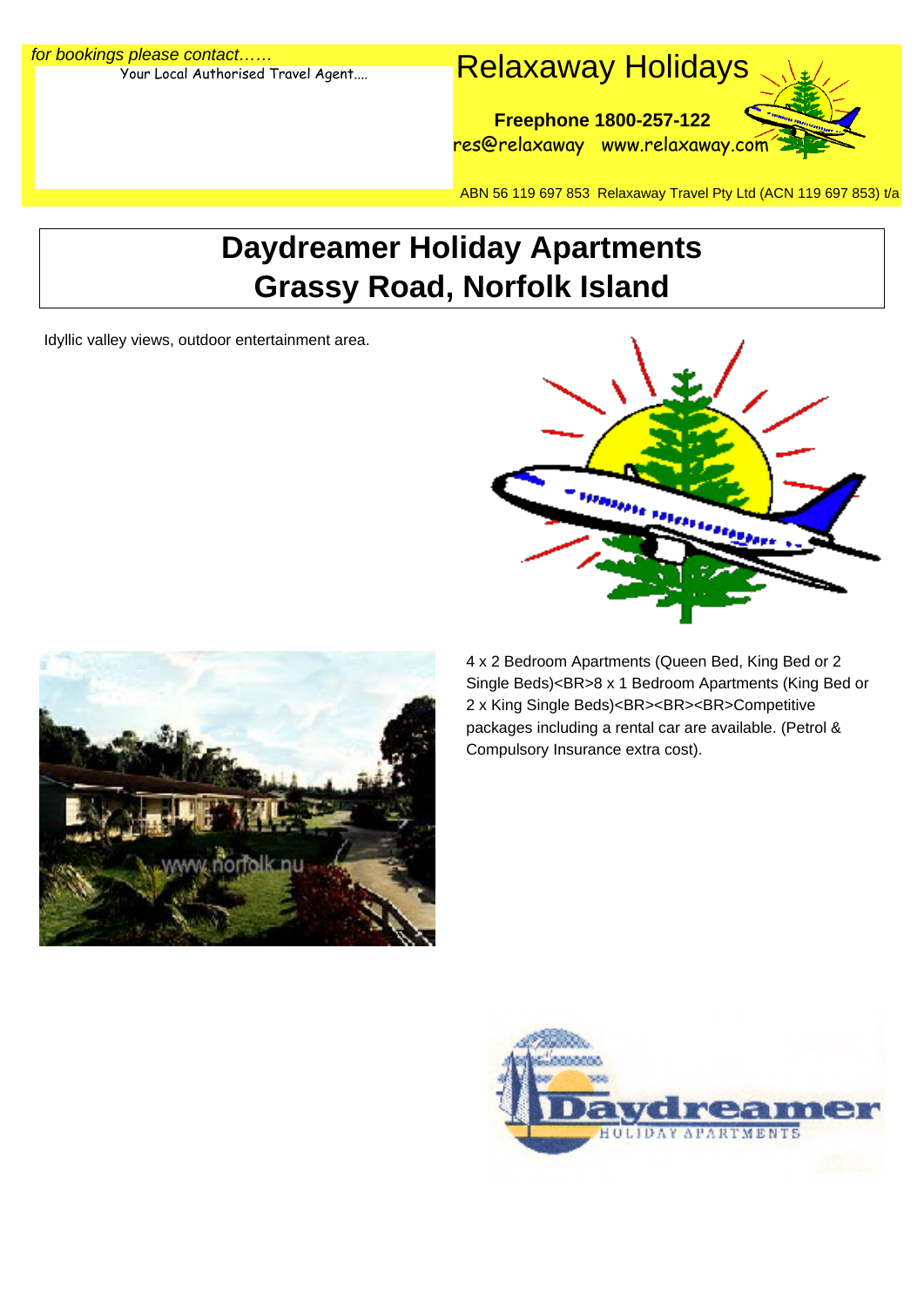*for bookings please contact……*

Your Local Authorised Travel Agent....

Relaxaway Holidays

**Freephone 1800-257-122**

res@relaxaway www.relaxaway.com

ABN 56 119 697 853 Relaxaway Travel Pty Ltd (ACN 119 697 853) t/a

# Daydreamer Holiday Apartments
# Grassy Road, Norfolk Island

Idyllic valley views, outdoor entertainment area.

4 x 2 Bedroom Apartments (Queen Bed, King Bed or 2 Single Beds)<BR>8 x 1 Bedroom Apartments (King Bed or 2 x King Single Beds)<BR><BR>Competitive packages including a rental car are available. (Petrol & Compulsory Insurance extra cost).